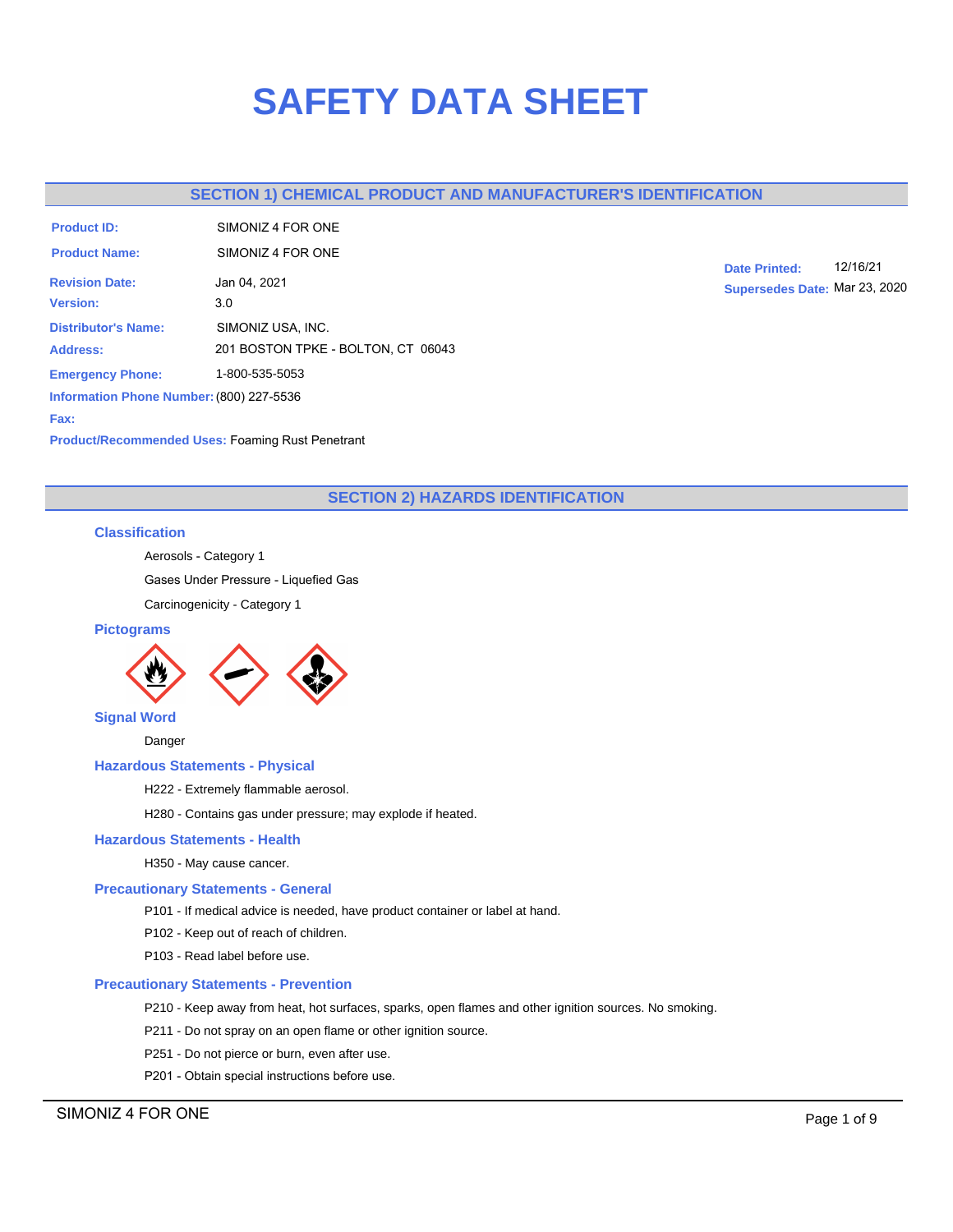# SAFETY DATA SHEET

## SECTION 1) CHEMICAL PRODUCT AND MANUFACTURER'S IDENTIFICATION

**Product ID:** SIMONIZ 4 FOR ONE

**Product Name:** SIMONIZ 4 FOR ONE

**Revision Date:** Jan 04, 2021

**Version:** 3.0

**Date Printed:** 12/16/21

**Supersedes Date:** Mar 23, 2020

**Distributor's Name:** SIMONIZ USA, INC.

**Address:** 201 BOSTON TPKE - BOLTON, CT 06043

**Emergency Phone:** 1-800-535-5053

**Information Phone Number:** (800) 227-5536

**Fax:**

**Product/Recommended Uses:** Foaming Rust Penetrant

## SECTION 2) HAZARDS IDENTIFICATION

### Classification

Aerosols - Category 1

Gases Under Pressure - Liquefied Gas

Carcinogenicity - Category 1

### Pictograms

### Signal Word

Danger

### Hazardous Statements - Physical

H222 - Extremely flammable aerosol.

H280 - Contains gas under pressure; may explode if heated.

### Hazardous Statements - Health

H350 - May cause cancer.

### Precautionary Statements - General

P101 - If medical advice is needed, have product container or label at hand.

P102 - Keep out of reach of children.

P103 - Read label before use.

### Precautionary Statements - Prevention

P210 - Keep away from heat, hot surfaces, sparks, open flames and other ignition sources. No smoking.

P211 - Do not spray on an open flame or other ignition source.

P251 - Do not pierce or burn, even after use.

P201 - Obtain special instructions before use.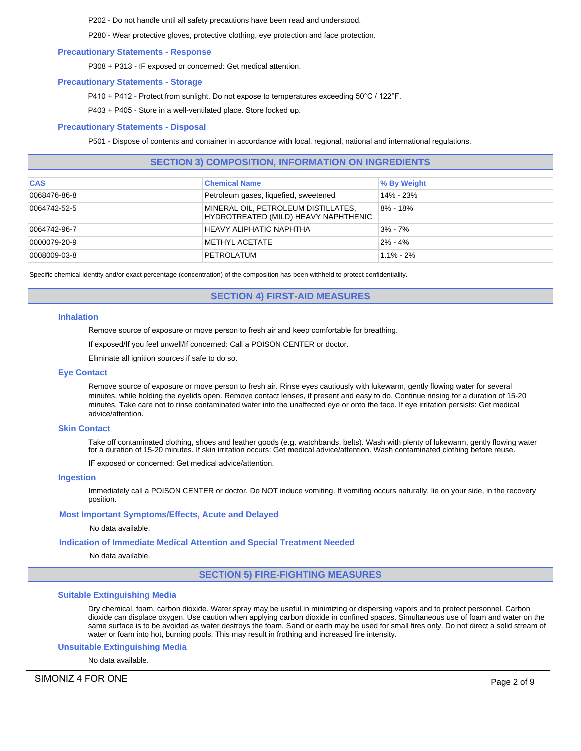P202 - Do not handle until all safety precautions have been read and understood.

P280 - Wear protective gloves, protective clothing, eye protection and face protection.

### Precautionary Statements - Response

P308 + P313 - IF exposed or concerned: Get medical attention.

### Precautionary Statements - Storage

P410 + P412 - Protect from sunlight. Do not expose to temperatures exceeding 50°C / 122°F.

P403 + P405 - Store in a well-ventilated place. Store locked up.

### Precautionary Statements - Disposal

P501 - Dispose of contents and container in accordance with local, regional, national and international regulations.

## SECTION 3) COMPOSITION, INFORMATION ON INGREDIENTS

| CAS | Chemical Name | % By Weight |
| --- | --- | --- |
| 0068476-86-8 | Petroleum gases, liquefied, sweetened | 14% - 23% |
| 0064742-52-5 | MINERAL OIL, PETROLEUM DISTILLATES, HYDROTREATED (MILD) HEAVY NAPHTHENIC | 8% - 18% |
| 0064742-96-7 | HEAVY ALIPHATIC NAPHTHA | 3% - 7% |
| 0000079-20-9 | METHYL ACETATE | 2% - 4% |
| 0008009-03-8 | PETROLATUM | 1.1% - 2% |

Specific chemical identity and/or exact percentage (concentration) of the composition has been withheld to protect confidentiality.

## SECTION 4) FIRST-AID MEASURES

### Inhalation

Remove source of exposure or move person to fresh air and keep comfortable for breathing.

If exposed/If you feel unwell/If concerned: Call a POISON CENTER or doctor.

Eliminate all ignition sources if safe to do so.

### Eye Contact

Remove source of exposure or move person to fresh air. Rinse eyes cautiously with lukewarm, gently flowing water for several minutes, while holding the eyelids open. Remove contact lenses, if present and easy to do. Continue rinsing for a duration of 15-20 minutes. Take care not to rinse contaminated water into the unaffected eye or onto the face. If eye irritation persists: Get medical advice/attention.

### Skin Contact

Take off contaminated clothing, shoes and leather goods (e.g. watchbands, belts). Wash with plenty of lukewarm, gently flowing water for a duration of 15-20 minutes. If skin irritation occurs: Get medical advice/attention. Wash contaminated clothing before reuse.

IF exposed or concerned: Get medical advice/attention.

### Ingestion

Immediately call a POISON CENTER or doctor. Do NOT induce vomiting. If vomiting occurs naturally, lie on your side, in the recovery position.

### Most Important Symptoms/Effects, Acute and Delayed

No data available.

### Indication of Immediate Medical Attention and Special Treatment Needed

No data available.

## SECTION 5) FIRE-FIGHTING MEASURES

### Suitable Extinguishing Media

Dry chemical, foam, carbon dioxide. Water spray may be useful in minimizing or dispersing vapors and to protect personnel. Carbon dioxide can displace oxygen. Use caution when applying carbon dioxide in confined spaces. Simultaneous use of foam and water on the same surface is to be avoided as water destroys the foam. Sand or earth may be used for small fires only. Do not direct a solid stream of water or foam into hot, burning pools. This may result in frothing and increased fire intensity.

### Unsuitable Extinguishing Media

No data available.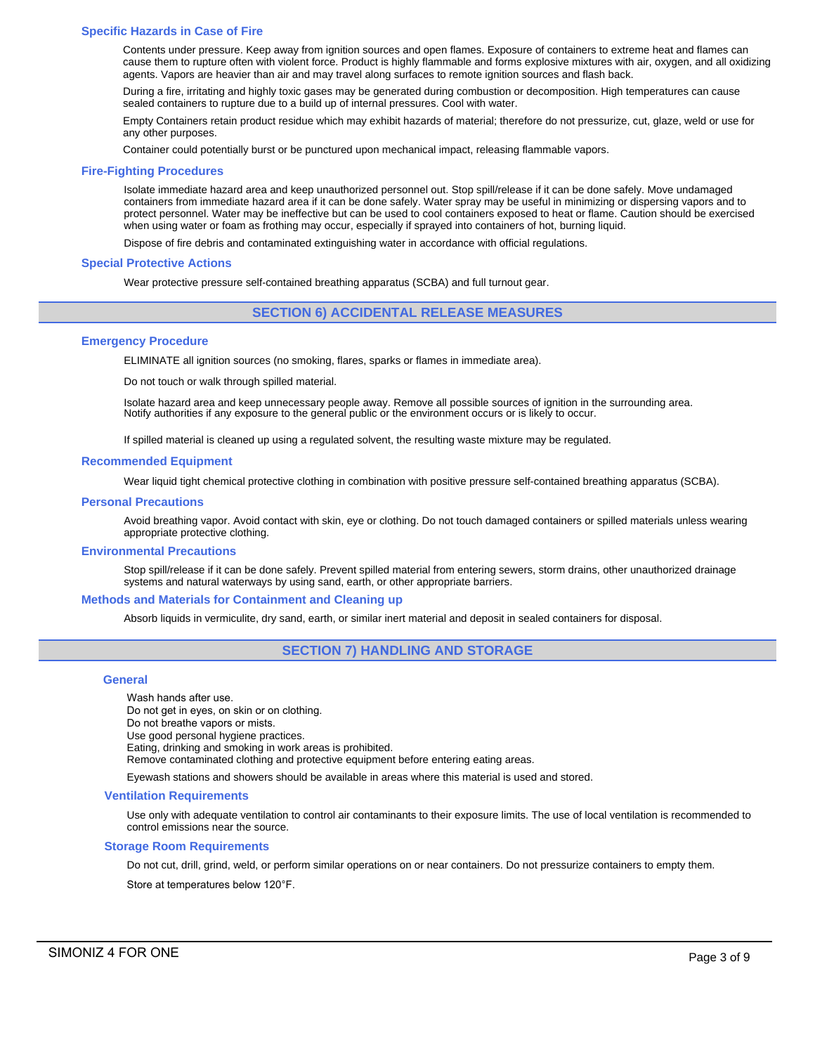### Specific Hazards in Case of Fire

Contents under pressure. Keep away from ignition sources and open flames. Exposure of containers to extreme heat and flames can cause them to rupture often with violent force. Product is highly flammable and forms explosive mixtures with air, oxygen, and all oxidizing agents. Vapors are heavier than air and may travel along surfaces to remote ignition sources and flash back.

During a fire, irritating and highly toxic gases may be generated during combustion or decomposition. High temperatures can cause sealed containers to rupture due to a build up of internal pressures. Cool with water.

Empty Containers retain product residue which may exhibit hazards of material; therefore do not pressurize, cut, glaze, weld or use for any other purposes.

Container could potentially burst or be punctured upon mechanical impact, releasing flammable vapors.

### Fire-Fighting Procedures

Isolate immediate hazard area and keep unauthorized personnel out. Stop spill/release if it can be done safely. Move undamaged containers from immediate hazard area if it can be done safely. Water spray may be useful in minimizing or dispersing vapors and to protect personnel. Water may be ineffective but can be used to cool containers exposed to heat or flame. Caution should be exercised when using water or foam as frothing may occur, especially if sprayed into containers of hot, burning liquid.

Dispose of fire debris and contaminated extinguishing water in accordance with official regulations.

### Special Protective Actions

Wear protective pressure self-contained breathing apparatus (SCBA) and full turnout gear.

## SECTION 6) ACCIDENTAL RELEASE MEASURES

### Emergency Procedure

ELIMINATE all ignition sources (no smoking, flares, sparks or flames in immediate area).

Do not touch or walk through spilled material.

Isolate hazard area and keep unnecessary people away. Remove all possible sources of ignition in the surrounding area. Notify authorities if any exposure to the general public or the environment occurs or is likely to occur.

If spilled material is cleaned up using a regulated solvent, the resulting waste mixture may be regulated.

### Recommended Equipment

Wear liquid tight chemical protective clothing in combination with positive pressure self-contained breathing apparatus (SCBA).

### Personal Precautions

Avoid breathing vapor. Avoid contact with skin, eye or clothing. Do not touch damaged containers or spilled materials unless wearing appropriate protective clothing.

### Environmental Precautions

Stop spill/release if it can be done safely. Prevent spilled material from entering sewers, storm drains, other unauthorized drainage systems and natural waterways by using sand, earth, or other appropriate barriers.

### Methods and Materials for Containment and Cleaning up

Absorb liquids in vermiculite, dry sand, earth, or similar inert material and deposit in sealed containers for disposal.

## SECTION 7) HANDLING AND STORAGE

### General

Wash hands after use.
Do not get in eyes, on skin or on clothing.
Do not breathe vapors or mists.
Use good personal hygiene practices.
Eating, drinking and smoking in work areas is prohibited.
Remove contaminated clothing and protective equipment before entering eating areas.

Eyewash stations and showers should be available in areas where this material is used and stored.

### Ventilation Requirements

Use only with adequate ventilation to control air contaminants to their exposure limits. The use of local ventilation is recommended to control emissions near the source.

### Storage Room Requirements

Do not cut, drill, grind, weld, or perform similar operations on or near containers. Do not pressurize containers to empty them.

Store at temperatures below 120°F.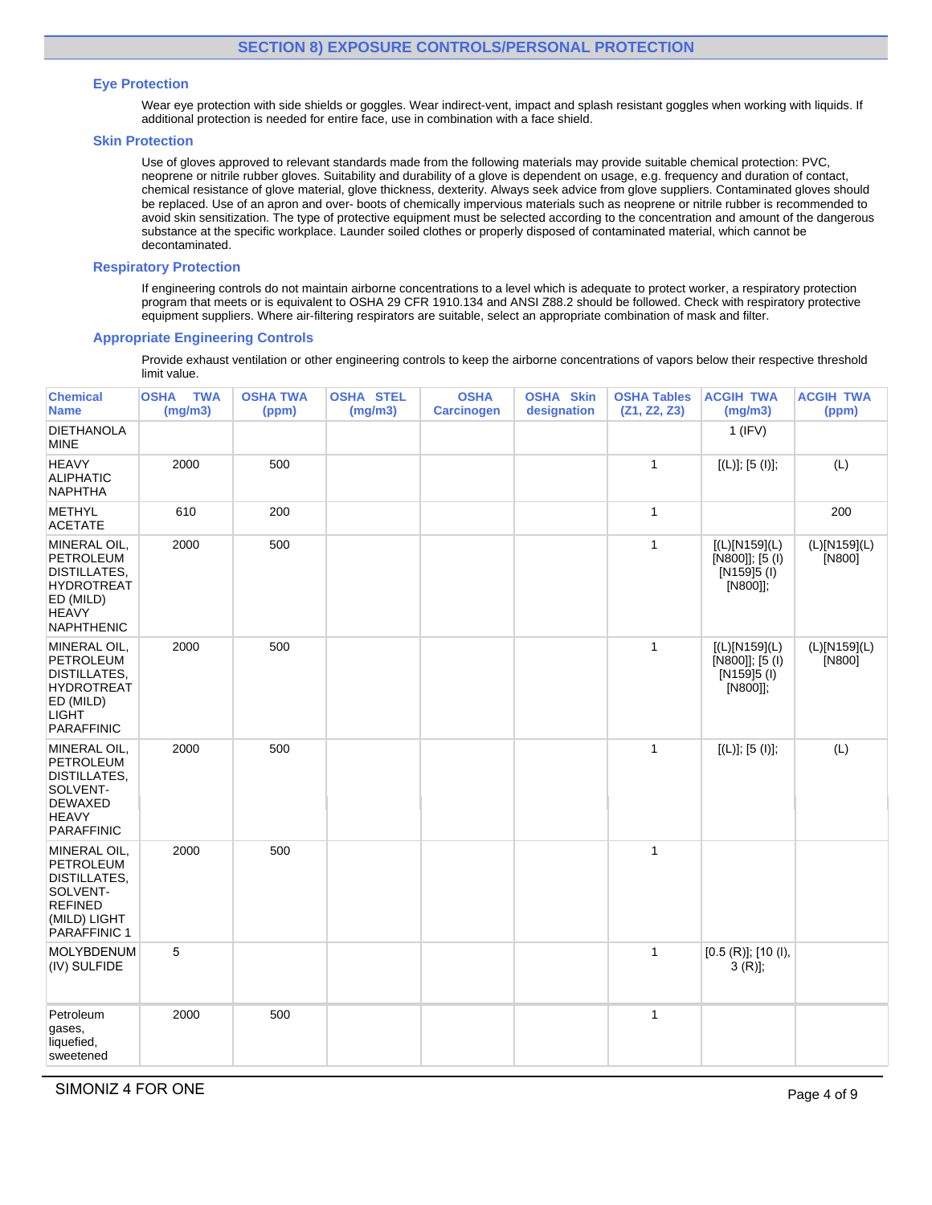## SECTION 8) EXPOSURE CONTROLS/PERSONAL PROTECTION

### Eye Protection

Wear eye protection with side shields or goggles. Wear indirect-vent, impact and splash resistant goggles when working with liquids. If additional protection is needed for entire face, use in combination with a face shield.

### Skin Protection

Use of gloves approved to relevant standards made from the following materials may provide suitable chemical protection: PVC, neoprene or nitrile rubber gloves. Suitability and durability of a glove is dependent on usage, e.g. frequency and duration of contact, chemical resistance of glove material, glove thickness, dexterity. Always seek advice from glove suppliers. Contaminated gloves should be replaced. Use of an apron and over- boots of chemically impervious materials such as neoprene or nitrile rubber is recommended to avoid skin sensitization. The type of protective equipment must be selected according to the concentration and amount of the dangerous substance at the specific workplace. Launder soiled clothes or properly disposed of contaminated material, which cannot be decontaminated.

### Respiratory Protection

If engineering controls do not maintain airborne concentrations to a level which is adequate to protect worker, a respiratory protection program that meets or is equivalent to OSHA 29 CFR 1910.134 and ANSI Z88.2 should be followed. Check with respiratory protective equipment suppliers. Where air-filtering respirators are suitable, select an appropriate combination of mask and filter.

### Appropriate Engineering Controls

Provide exhaust ventilation or other engineering controls to keep the airborne concentrations of vapors below their respective threshold limit value.

| Chemical Name | OSHA TWA (mg/m3) | OSHA TWA (ppm) | OSHA STEL (mg/m3) | OSHA Carcinogen | OSHA Skin designation | OSHA Tables (Z1, Z2, Z3) | ACGIH TWA (mg/m3) | ACGIH TWA (ppm) |
|---|---|---|---|---|---|---|---|---|
| DIETHANOLAMINE | | | | | | | 1 (IFV) | |
| HEAVY ALIPHATIC NAPHTHA | 2000 | 500 | | | | 1 | [(L)]; [5 (I)]; | (L) |
| METHYL ACETATE | 610 | 200 | | | | 1 | | 200 |
| MINERAL OIL, PETROLEUM DISTILLATES, HYDROTREATED (MILD) HEAVY NAPHTHENIC | 2000 | 500 | | | | 1 | [(L)[N159](L)[N800]]; [5 (I)[N159]5 (I)[N800]]; | (L)[N159](L)[N800] |
| MINERAL OIL, PETROLEUM DISTILLATES, HYDROTREATED (MILD) LIGHT PARAFFINIC | 2000 | 500 | | | | 1 | [(L)[N159](L)[N800]]; [5 (I)[N159]5 (I)[N800]]; | (L)[N159](L)[N800] |
| MINERAL OIL, PETROLEUM DISTILLATES, SOLVENT-DEWAXED HEAVY PARAFFINIC | 2000 | 500 | | | | 1 | [(L)]; [5 (I)]; | (L) |
| MINERAL OIL, PETROLEUM DISTILLATES, SOLVENT-REFINED (MILD) LIGHT PARAFFINIC 1 | 2000 | 500 | | | | 1 | | |
| MOLYBDENUM (IV) SULFIDE | 5 | | | | | 1 | [0.5 (R)]; [10 (I), 3 (R)]; | |
| Petroleum gases, liquefied, sweetened | 2000 | 500 | | | | 1 | | |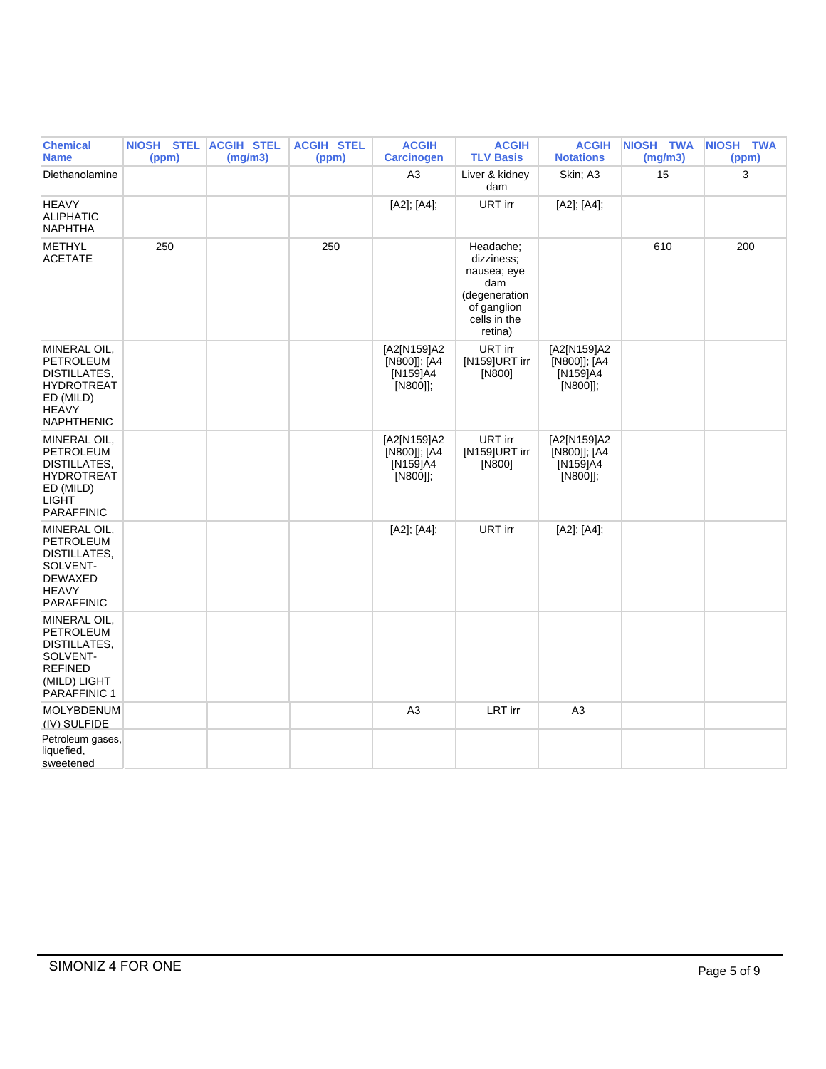| Chemical Name | NIOSH STEL (ppm) | ACGIH STEL (mg/m3) | ACGIH STEL (ppm) | ACGIH Carcinogen | ACGIH TLV Basis | ACGIH Notations | NIOSH TWA (mg/m3) | NIOSH TWA (ppm) |
|---|---|---|---|---|---|---|---|---|
| Diethanolamine | | | | A3 | Liver & kidney dam | Skin; A3 | 15 | 3 |
| HEAVY ALIPHATIC NAPHTHA | | | | [A2]; [A4]; | URT irr | [A2]; [A4]; | | |
| METHYL ACETATE | 250 | | 250 | | Headache; dizziness; nausea; eye dam (degeneration of ganglion cells in the retina) | | 610 | 200 |
| MINERAL OIL, PETROLEUM DISTILLATES, HYDROTREATED (MILD) HEAVY NAPHTHENIC | | | | [A2[N159]A2 [N800]]; [A4 [N159]A4 [N800]]; | URT irr [N159]URT irr [N800] | [A2[N159]A2 [N800]]; [A4 [N159]A4 [N800]]; | | |
| MINERAL OIL, PETROLEUM DISTILLATES, HYDROTREATED (MILD) LIGHT PARAFFINIC | | | | [A2[N159]A2 [N800]]; [A4 [N159]A4 [N800]]; | URT irr [N159]URT irr [N800] | [A2[N159]A2 [N800]]; [A4 [N159]A4 [N800]]; | | |
| MINERAL OIL, PETROLEUM DISTILLATES, SOLVENT-DEWAXED HEAVY PARAFFINIC | | | | [A2]; [A4]; | URT irr | [A2]; [A4]; | | |
| MINERAL OIL, PETROLEUM DISTILLATES, SOLVENT-REFINED (MILD) LIGHT PARAFFINIC 1 | | | | | | | | |
| MOLYBDENUM (IV) SULFIDE | | | | A3 | LRT irr | A3 | | |
| Petroleum gases, liquefied, sweetened | | | | | | | | |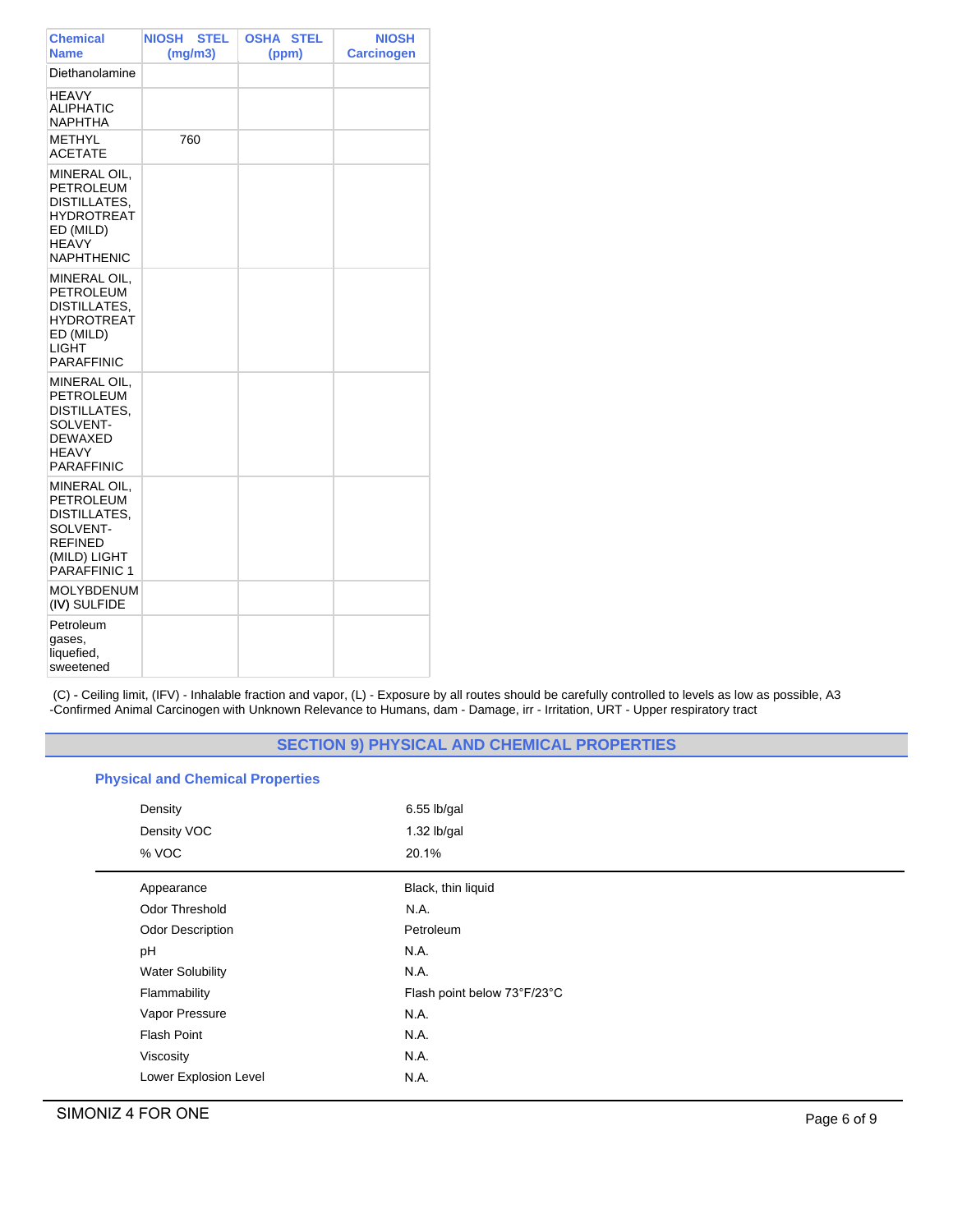| Chemical Name | NIOSH STEL (mg/m3) | OSHA STEL (ppm) | NIOSH Carcinogen |
|---|---|---|---|
| Diethanolamine | | | |
| HEAVY ALIPHATIC NAPHTHA | | | |
| METHYL ACETATE | 760 | | |
| MINERAL OIL, PETROLEUM DISTILLATES, HYDROTREATED (MILD) HEAVY NAPHTHENIC | | | |
| MINERAL OIL, PETROLEUM DISTILLATES, HYDROTREATED (MILD) LIGHT PARAFFINIC | | | |
| MINERAL OIL, PETROLEUM DISTILLATES, SOLVENT-DEWAXED HEAVY PARAFFINIC | | | |
| MINERAL OIL, PETROLEUM DISTILLATES, SOLVENT-REFINED (MILD) LIGHT PARAFFINIC 1 | | | |
| MOLYBDENUM (IV) SULFIDE | | | |
| Petroleum gases, liquefied, sweetened | | | |

(C) - Ceiling limit, (IFV) - Inhalable fraction and vapor, (L) - Exposure by all routes should be carefully controlled to levels as low as possible, A3 -Confirmed Animal Carcinogen with Unknown Relevance to Humans, dam - Damage, irr - Irritation, URT - Upper respiratory tract

## SECTION 9) PHYSICAL AND CHEMICAL PROPERTIES

### Physical and Chemical Properties

| | |
|---|---|
| Density | 6.55 lb/gal |
| Density VOC | 1.32 lb/gal |
| % VOC | 20.1% |

| | |
|---|---|
| Appearance | Black, thin liquid |
| Odor Threshold | N.A. |
| Odor Description | Petroleum |
| pH | N.A. |
| Water Solubility | N.A. |
| Flammability | Flash point below 73°F/23°C |
| Vapor Pressure | N.A. |
| Flash Point | N.A. |
| Viscosity | N.A. |
| Lower Explosion Level | N.A. |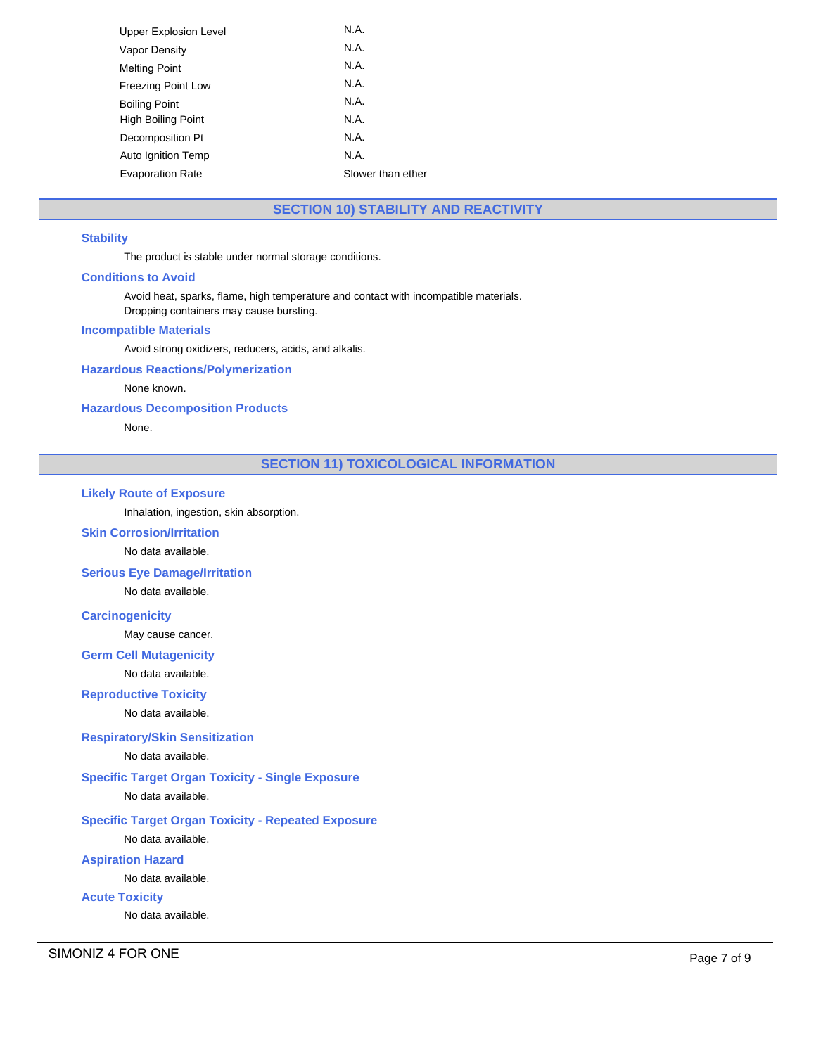| | |
|---|---|
| Upper Explosion Level | N.A. |
| Vapor Density | N.A. |
| Melting Point | N.A. |
| Freezing Point Low | N.A. |
| Boiling Point | N.A. |
| High Boiling Point | N.A. |
| Decomposition Pt | N.A. |
| Auto Ignition Temp | N.A. |
| Evaporation Rate | Slower than ether |

## SECTION 10) STABILITY AND REACTIVITY

### Stability

The product is stable under normal storage conditions.

### Conditions to Avoid

Avoid heat, sparks, flame, high temperature and contact with incompatible materials.
Dropping containers may cause bursting.

### Incompatible Materials

Avoid strong oxidizers, reducers, acids, and alkalis.

### Hazardous Reactions/Polymerization

None known.

### Hazardous Decomposition Products

None.

## SECTION 11) TOXICOLOGICAL INFORMATION

### Likely Route of Exposure

Inhalation, ingestion, skin absorption.

### Skin Corrosion/Irritation

No data available.

### Serious Eye Damage/Irritation

No data available.

### Carcinogenicity

May cause cancer.

### Germ Cell Mutagenicity

No data available.

### Reproductive Toxicity

No data available.

### Respiratory/Skin Sensitization

No data available.

### Specific Target Organ Toxicity - Single Exposure

No data available.

### Specific Target Organ Toxicity - Repeated Exposure

No data available.

### Aspiration Hazard

No data available.

### Acute Toxicity

No data available.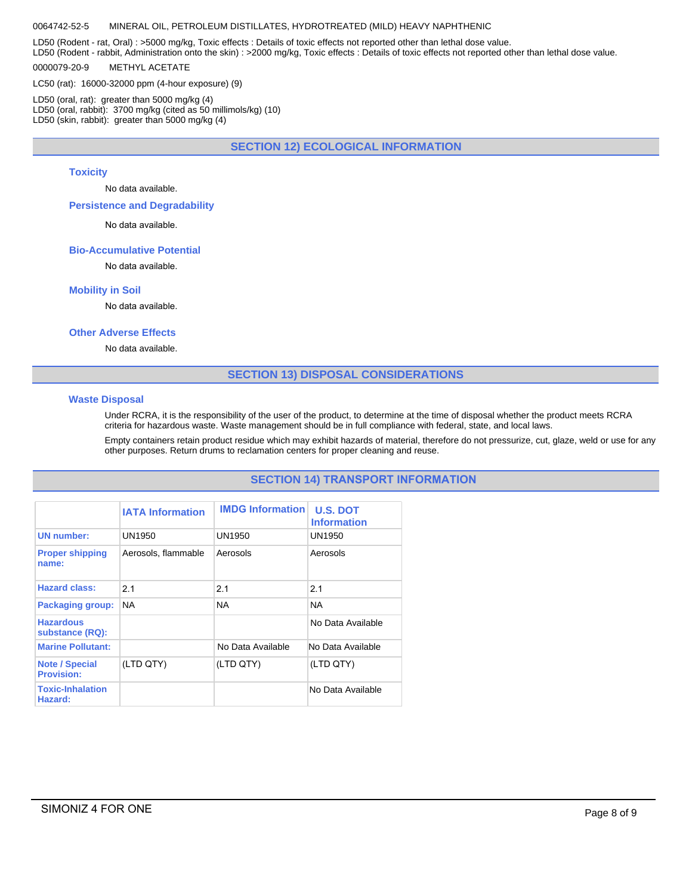0064742-52-5 MINERAL OIL, PETROLEUM DISTILLATES, HYDROTREATED (MILD) HEAVY NAPHTHENIC

LD50 (Rodent - rat, Oral) : >5000 mg/kg, Toxic effects : Details of toxic effects not reported other than lethal dose value.
LD50 (Rodent - rabbit, Administration onto the skin) : >2000 mg/kg, Toxic effects : Details of toxic effects not reported other than lethal dose value.

0000079-20-9 METHYL ACETATE

LC50 (rat): 16000-32000 ppm (4-hour exposure) (9)

LD50 (oral, rat): greater than 5000 mg/kg (4)
LD50 (oral, rabbit): 3700 mg/kg (cited as 50 millimols/kg) (10)
LD50 (skin, rabbit): greater than 5000 mg/kg (4)

## SECTION 12) ECOLOGICAL INFORMATION

### Toxicity

No data available.

### Persistence and Degradability

No data available.

### Bio-Accumulative Potential

No data available.

### Mobility in Soil

No data available.

### Other Adverse Effects

No data available.

## SECTION 13) DISPOSAL CONSIDERATIONS

### Waste Disposal

Under RCRA, it is the responsibility of the user of the product, to determine at the time of disposal whether the product meets RCRA criteria for hazardous waste. Waste management should be in full compliance with federal, state, and local laws.

Empty containers retain product residue which may exhibit hazards of material, therefore do not pressurize, cut, glaze, weld or use for any other purposes. Return drums to reclamation centers for proper cleaning and reuse.

## SECTION 14) TRANSPORT INFORMATION

| | IATA Information | IMDG Information | U.S. DOT Information |
|---|---|---|---|
| UN number: | UN1950 | UN1950 | UN1950 |
| Proper shipping name: | Aerosols, flammable | Aerosols | Aerosols |
| Hazard class: | 2.1 | 2.1 | 2.1 |
| Packaging group: | NA | NA | NA |
| Hazardous substance (RQ): | | | No Data Available |
| Marine Pollutant: | | No Data Available | No Data Available |
| Note / Special Provision: | (LTD QTY) | (LTD QTY) | (LTD QTY) |
| Toxic-Inhalation Hazard: | | | No Data Available |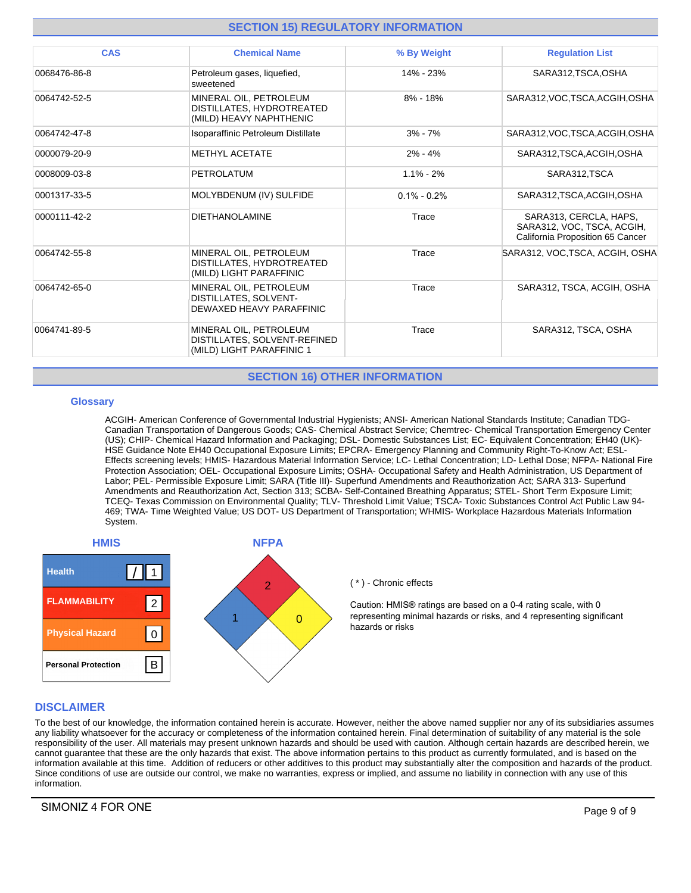## SECTION 15) REGULATORY INFORMATION

| CAS | Chemical Name | % By Weight | Regulation List |
|---|---|---|---|
| 0068476-86-8 | Petroleum gases, liquefied, sweetened | 14% - 23% | SARA312,TSCA,OSHA |
| 0064742-52-5 | MINERAL OIL, PETROLEUM DISTILLATES, HYDROTREATED (MILD) HEAVY NAPHTHENIC | 8% - 18% | SARA312,VOC,TSCA,ACGIH,OSHA |
| 0064742-47-8 | Isoparaffinic Petroleum Distillate | 3% - 7% | SARA312,VOC,TSCA,ACGIH,OSHA |
| 0000079-20-9 | METHYL ACETATE | 2% - 4% | SARA312,TSCA,ACGIH,OSHA |
| 0008009-03-8 | PETROLATUM | 1.1% - 2% | SARA312,TSCA |
| 0001317-33-5 | MOLYBDENUM (IV) SULFIDE | 0.1% - 0.2% | SARA312,TSCA,ACGIH,OSHA |
| 0000111-42-2 | DIETHANOLAMINE | Trace | SARA313, CERCLA, HAPS, SARA312, VOC, TSCA, ACGIH, California Proposition 65 Cancer |
| 0064742-55-8 | MINERAL OIL, PETROLEUM DISTILLATES, HYDROTREATED (MILD) LIGHT PARAFFINIC | Trace | SARA312, VOC,TSCA, ACGIH, OSHA |
| 0064742-65-0 | MINERAL OIL, PETROLEUM DISTILLATES, SOLVENT-DEWAXED HEAVY PARAFFINIC | Trace | SARA312, TSCA, ACGIH, OSHA |
| 0064741-89-5 | MINERAL OIL, PETROLEUM DISTILLATES, SOLVENT-REFINED (MILD) LIGHT PARAFFINIC 1 | Trace | SARA312, TSCA, OSHA |

## SECTION 16) OTHER INFORMATION

### Glossary

ACGIH- American Conference of Governmental Industrial Hygienists; ANSI- American National Standards Institute; Canadian TDG- Canadian Transportation of Dangerous Goods; CAS- Chemical Abstract Service; Chemtrec- Chemical Transportation Emergency Center (US); CHIP- Chemical Hazard Information and Packaging; DSL- Domestic Substances List; EC- Equivalent Concentration; EH40 (UK)- HSE Guidance Note EH40 Occupational Exposure Limits; EPCRA- Emergency Planning and Community Right-To-Know Act; ESL- Effects screening levels; HMIS- Hazardous Material Information Service; LC- Lethal Concentration; LD- Lethal Dose; NFPA- National Fire Protection Association; OEL- Occupational Exposure Limits; OSHA- Occupational Safety and Health Administration, US Department of Labor; PEL- Permissible Exposure Limit; SARA (Title III)- Superfund Amendments and Reauthorization Act; SARA 313- Superfund Amendments and Reauthorization Act, Section 313; SCBA- Self-Contained Breathing Apparatus; STEL- Short Term Exposure Limit; TCEQ- Texas Commission on Environmental Quality; TLV- Threshold Limit Value; TSCA- Toxic Substances Control Act Public Law 94-469; TWA- Time Weighted Value; US DOT- US Department of Transportation; WHMIS- Workplace Hazardous Materials Information System.

**HMIS**

| | | |
|---|---|---|
| Health | / | 1 |
| FLAMMABILITY | | 2 |
| Physical Hazard | | 0 |
| Personal Protection | | B |

**NFPA**

2

1

0

( * ) - Chronic effects

Caution: HMIS® ratings are based on a 0-4 rating scale, with 0 representing minimal hazards or risks, and 4 representing significant hazards or risks

### DISCLAIMER

To the best of our knowledge, the information contained herein is accurate. However, neither the above named supplier nor any of its subsidiaries assumes any liability whatsoever for the accuracy or completeness of the information contained herein. Final determination of suitability of any material is the sole responsibility of the user. All materials may present unknown hazards and should be used with caution. Although certain hazards are described herein, we cannot guarantee that these are the only hazards that exist. The above information pertains to this product as currently formulated, and is based on the information available at this time. Addition of reducers or other additives to this product may substantially alter the composition and hazards of the product. Since conditions of use are outside our control, we make no warranties, express or implied, and assume no liability in connection with any use of this information.